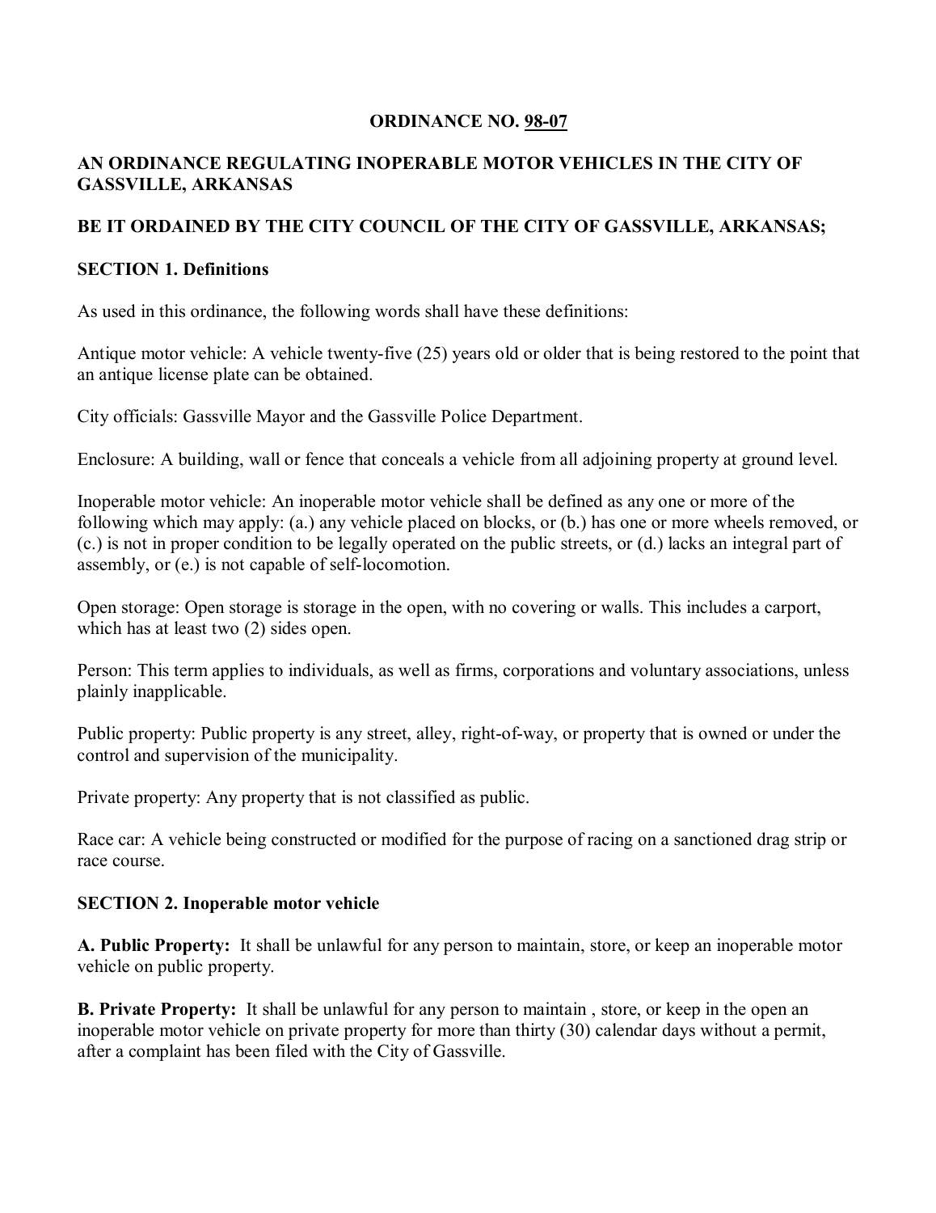# ORDINANCE NO. 98-07

## AN ORDINANCE REGULATING INOPERABLE MOTOR VEHICLES IN THE CITY OF GASSVILLE, ARKANSAS

**BE IT ORDAINED BY THE CITY COUNCIL OF THE CITY OF GASSVILLE, ARKANSAS;**

### SECTION 1. Definitions

As used in this ordinance, the following words shall have these definitions:

Antique motor vehicle: A vehicle twenty-five (25) years old or older that is being restored to the point that an antique license plate can be obtained.

City officials: Gassville Mayor and the Gassville Police Department.

Enclosure: A building, wall or fence that conceals a vehicle from all adjoining property at ground level.

Inoperable motor vehicle: An inoperable motor vehicle shall be defined as any one or more of the following which may apply: (a.) any vehicle placed on blocks, or (b.) has one or more wheels removed, or (c.) is not in proper condition to be legally operated on the public streets, or (d.) lacks an integral part of assembly, or (e.) is not capable of self-locomotion.

Open storage: Open storage is storage in the open, with no covering or walls. This includes a carport, which has at least two (2) sides open.

Person: This term applies to individuals, as well as firms, corporations and voluntary associations, unless plainly inapplicable.

Public property: Public property is any street, alley, right-of-way, or property that is owned or under the control and supervision of the municipality.

Private property: Any property that is not classified as public.

Race car: A vehicle being constructed or modified for the purpose of racing on a sanctioned drag strip or race course.

### SECTION 2. Inoperable motor vehicle

**A. Public Property:** It shall be unlawful for any person to maintain, store, or keep an inoperable motor vehicle on public property.

**B. Private Property:** It shall be unlawful for any person to maintain , store, or keep in the open an inoperable motor vehicle on private property for more than thirty (30) calendar days without a permit, after a complaint has been filed with the City of Gassville.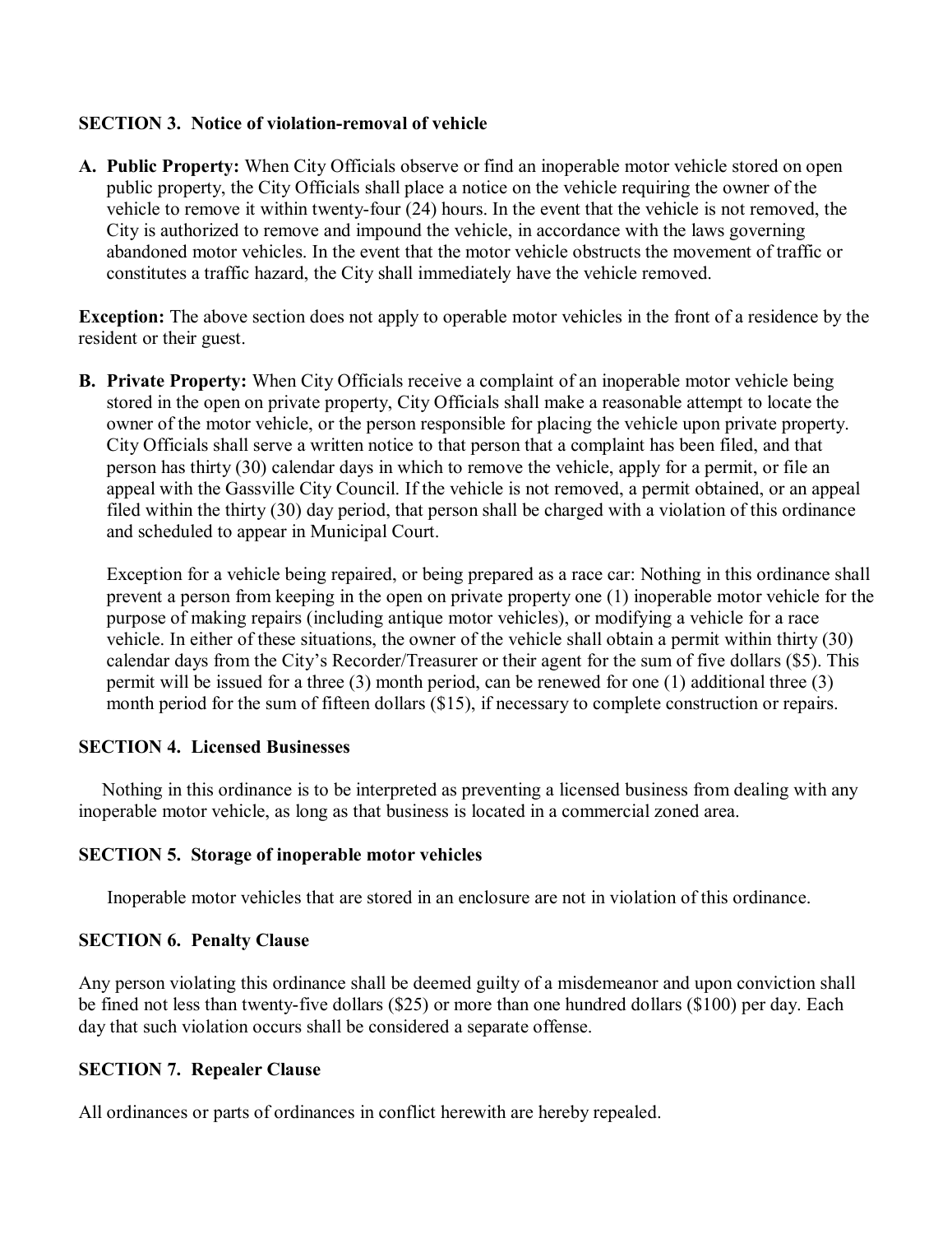**SECTION 3. Notice of violation-removal of vehicle**

**A. Public Property:** When City Officials observe or find an inoperable motor vehicle stored on open public property, the City Officials shall place a notice on the vehicle requiring the owner of the vehicle to remove it within twenty-four (24) hours. In the event that the vehicle is not removed, the City is authorized to remove and impound the vehicle, in accordance with the laws governing abandoned motor vehicles. In the event that the motor vehicle obstructs the movement of traffic or constitutes a traffic hazard, the City shall immediately have the vehicle removed.

**Exception:** The above section does not apply to operable motor vehicles in the front of a residence by the resident or their guest.

**B. Private Property:** When City Officials receive a complaint of an inoperable motor vehicle being stored in the open on private property, City Officials shall make a reasonable attempt to locate the owner of the motor vehicle, or the person responsible for placing the vehicle upon private property. City Officials shall serve a written notice to that person that a complaint has been filed, and that person has thirty (30) calendar days in which to remove the vehicle, apply for a permit, or file an appeal with the Gassville City Council. If the vehicle is not removed, a permit obtained, or an appeal filed within the thirty (30) day period, that person shall be charged with a violation of this ordinance and scheduled to appear in Municipal Court.

Exception for a vehicle being repaired, or being prepared as a race car: Nothing in this ordinance shall prevent a person from keeping in the open on private property one (1) inoperable motor vehicle for the purpose of making repairs (including antique motor vehicles), or modifying a vehicle for a race vehicle. In either of these situations, the owner of the vehicle shall obtain a permit within thirty (30) calendar days from the City's Recorder/Treasurer or their agent for the sum of five dollars ($5). This permit will be issued for a three (3) month period, can be renewed for one (1) additional three (3) month period for the sum of fifteen dollars ($15), if necessary to complete construction or repairs.

**SECTION 4. Licensed Businesses**

Nothing in this ordinance is to be interpreted as preventing a licensed business from dealing with any inoperable motor vehicle, as long as that business is located in a commercial zoned area.

**SECTION 5. Storage of inoperable motor vehicles**

Inoperable motor vehicles that are stored in an enclosure are not in violation of this ordinance.

**SECTION 6. Penalty Clause**

Any person violating this ordinance shall be deemed guilty of a misdemeanor and upon conviction shall be fined not less than twenty-five dollars ($25) or more than one hundred dollars ($100) per day. Each day that such violation occurs shall be considered a separate offense.

**SECTION 7. Repealer Clause**

All ordinances or parts of ordinances in conflict herewith are hereby repealed.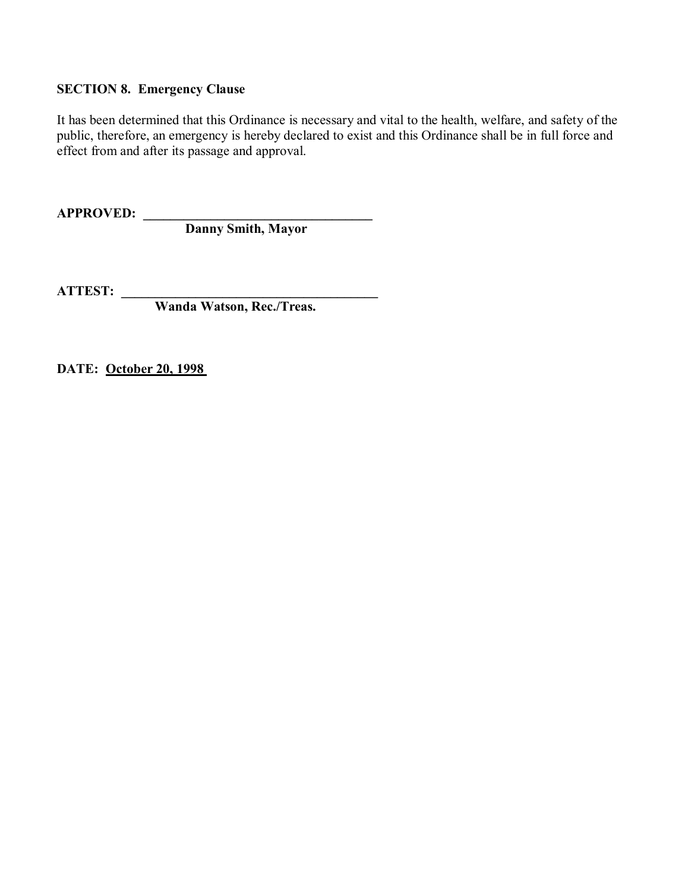**SECTION 8. Emergency Clause**

It has been determined that this Ordinance is necessary and vital to the health, welfare, and safety of the public, therefore, an emergency is hereby declared to exist and this Ordinance shall be in full force and effect from and after its passage and approval.

**APPROVED: \_\_\_\_\_\_\_\_\_\_\_\_\_\_\_\_\_\_\_\_\_\_\_\_\_\_\_\_\_\_\_\_\_\_\_**
**Danny Smith, Mayor**

**ATTEST: \_\_\_\_\_\_\_\_\_\_\_\_\_\_\_\_\_\_\_\_\_\_\_\_\_\_\_\_\_\_\_\_\_\_\_\_\_\_\_**
**Wanda Watson, Rec./Treas.**

**DATE: October 20, 1998**